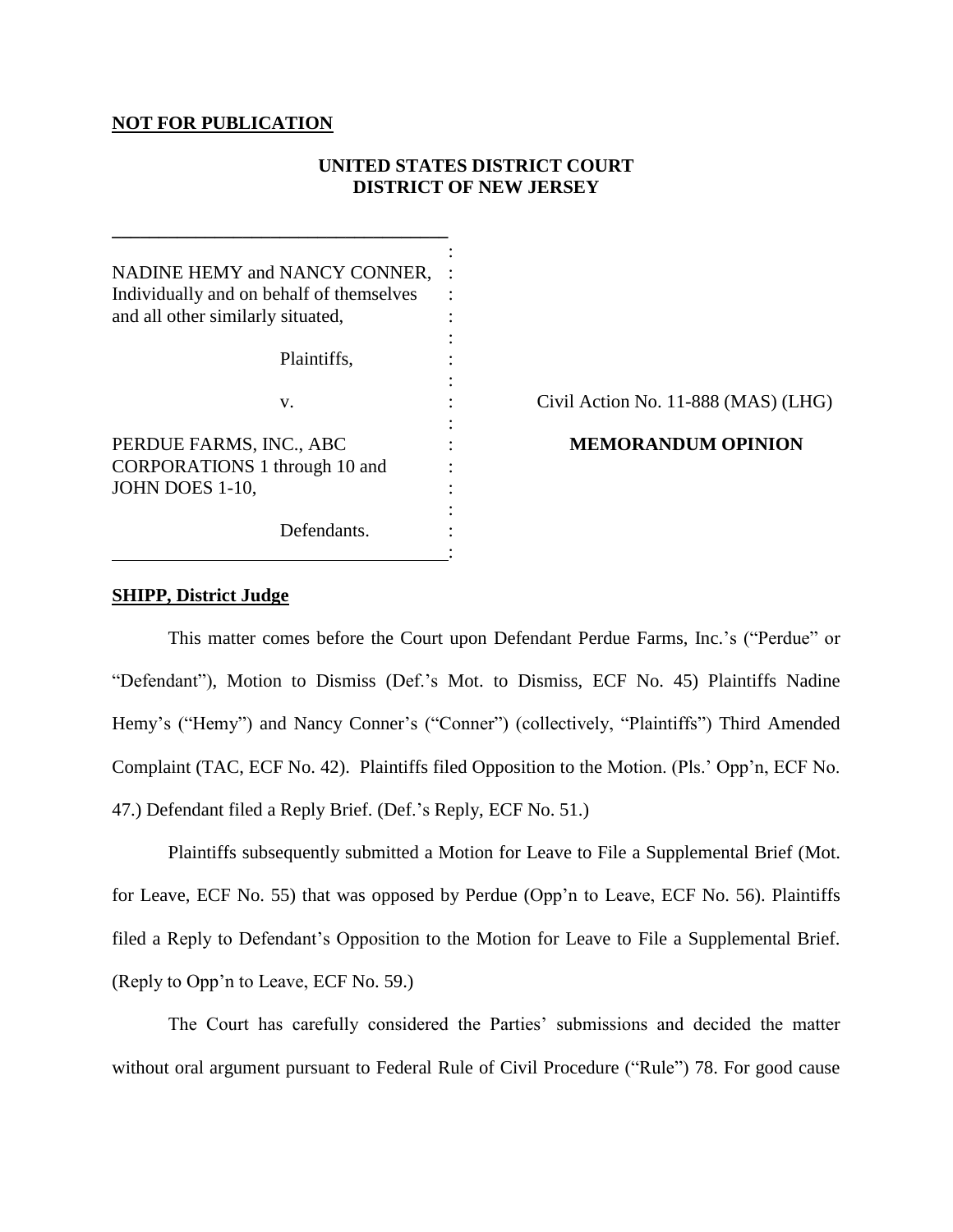**NOT FOR PUBLICATION**

**UNITED STATES DISTRICT COURT**
**DISTRICT OF NEW JERSEY**

| | |
|---|---|
| NADINE HEMY and NANCY CONNER, Individually and on behalf of themselves and all other similarly situated, | |
| Plaintiffs, | |
| v. | Civil Action No. 11-888 (MAS) (LHG) |
| PERDUE FARMS, INC., ABC CORPORATIONS 1 through 10 and JOHN DOES 1-10, | **MEMORANDUM OPINION** |
| Defendants. | |

**SHIPP, District Judge**

This matter comes before the Court upon Defendant Perdue Farms, Inc.'s ("Perdue" or "Defendant"), Motion to Dismiss (Def.'s Mot. to Dismiss, ECF No. 45) Plaintiffs Nadine Hemy's ("Hemy") and Nancy Conner's ("Conner") (collectively, "Plaintiffs") Third Amended Complaint (TAC, ECF No. 42). Plaintiffs filed Opposition to the Motion. (Pls.' Opp'n, ECF No. 47.) Defendant filed a Reply Brief. (Def.'s Reply, ECF No. 51.)

Plaintiffs subsequently submitted a Motion for Leave to File a Supplemental Brief (Mot. for Leave, ECF No. 55) that was opposed by Perdue (Opp'n to Leave, ECF No. 56). Plaintiffs filed a Reply to Defendant's Opposition to the Motion for Leave to File a Supplemental Brief. (Reply to Opp'n to Leave, ECF No. 59.)

The Court has carefully considered the Parties' submissions and decided the matter without oral argument pursuant to Federal Rule of Civil Procedure ("Rule") 78. For good cause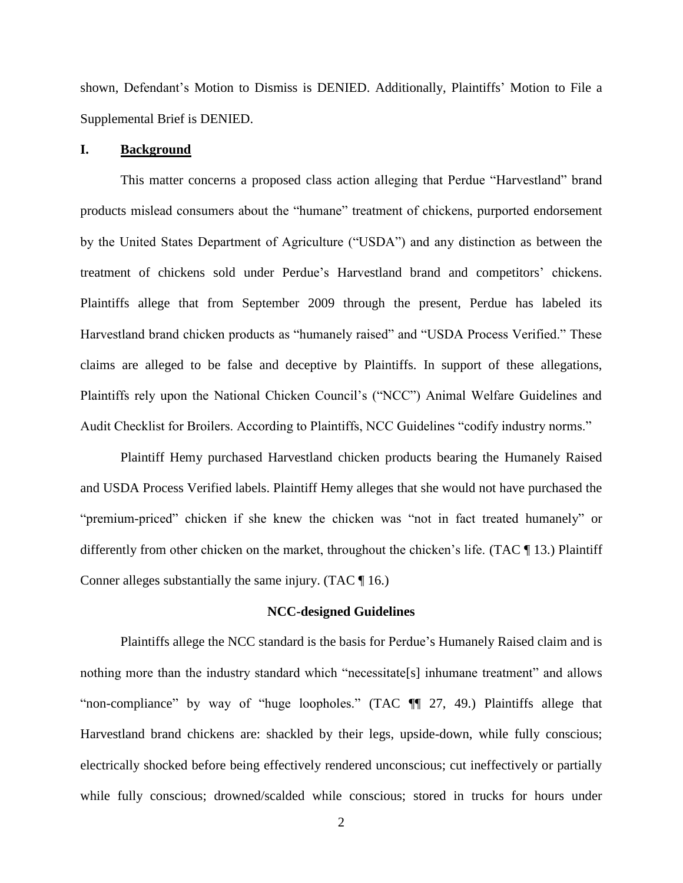shown, Defendant's Motion to Dismiss is DENIED. Additionally, Plaintiffs' Motion to File a Supplemental Brief is DENIED.

## I. **Background**

This matter concerns a proposed class action alleging that Perdue "Harvestland" brand products mislead consumers about the "humane" treatment of chickens, purported endorsement by the United States Department of Agriculture ("USDA") and any distinction as between the treatment of chickens sold under Perdue's Harvestland brand and competitors' chickens. Plaintiffs allege that from September 2009 through the present, Perdue has labeled its Harvestland brand chicken products as "humanely raised" and "USDA Process Verified." These claims are alleged to be false and deceptive by Plaintiffs. In support of these allegations, Plaintiffs rely upon the National Chicken Council's ("NCC") Animal Welfare Guidelines and Audit Checklist for Broilers. According to Plaintiffs, NCC Guidelines "codify industry norms."

Plaintiff Hemy purchased Harvestland chicken products bearing the Humanely Raised and USDA Process Verified labels. Plaintiff Hemy alleges that she would not have purchased the "premium-priced" chicken if she knew the chicken was "not in fact treated humanely" or differently from other chicken on the market, throughout the chicken's life. (TAC ¶ 13.) Plaintiff Conner alleges substantially the same injury. (TAC ¶ 16.)

### NCC-designed Guidelines

Plaintiffs allege the NCC standard is the basis for Perdue's Humanely Raised claim and is nothing more than the industry standard which "necessitate[s] inhumane treatment" and allows "non-compliance" by way of "huge loopholes." (TAC ¶¶ 27, 49.) Plaintiffs allege that Harvestland brand chickens are: shackled by their legs, upside-down, while fully conscious; electrically shocked before being effectively rendered unconscious; cut ineffectively or partially while fully conscious; drowned/scalded while conscious; stored in trucks for hours under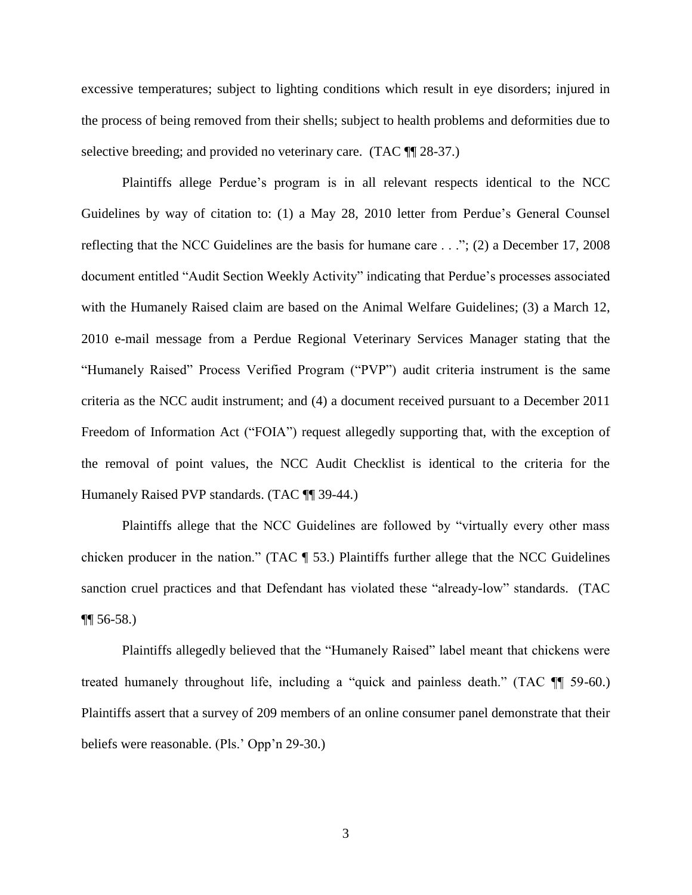excessive temperatures; subject to lighting conditions which result in eye disorders; injured in the process of being removed from their shells; subject to health problems and deformities due to selective breeding; and provided no veterinary care. (TAC ¶¶ 28-37.)

Plaintiffs allege Perdue's program is in all relevant respects identical to the NCC Guidelines by way of citation to: (1) a May 28, 2010 letter from Perdue's General Counsel reflecting that the NCC Guidelines are the basis for humane care . . ."; (2) a December 17, 2008 document entitled "Audit Section Weekly Activity" indicating that Perdue's processes associated with the Humanely Raised claim are based on the Animal Welfare Guidelines; (3) a March 12, 2010 e-mail message from a Perdue Regional Veterinary Services Manager stating that the "Humanely Raised" Process Verified Program ("PVP") audit criteria instrument is the same criteria as the NCC audit instrument; and (4) a document received pursuant to a December 2011 Freedom of Information Act ("FOIA") request allegedly supporting that, with the exception of the removal of point values, the NCC Audit Checklist is identical to the criteria for the Humanely Raised PVP standards. (TAC ¶¶ 39-44.)

Plaintiffs allege that the NCC Guidelines are followed by "virtually every other mass chicken producer in the nation." (TAC ¶ 53.) Plaintiffs further allege that the NCC Guidelines sanction cruel practices and that Defendant has violated these "already-low" standards. (TAC ¶¶ 56-58.)

Plaintiffs allegedly believed that the "Humanely Raised" label meant that chickens were treated humanely throughout life, including a "quick and painless death." (TAC ¶¶ 59-60.) Plaintiffs assert that a survey of 209 members of an online consumer panel demonstrate that their beliefs were reasonable. (Pls.' Opp'n 29-30.)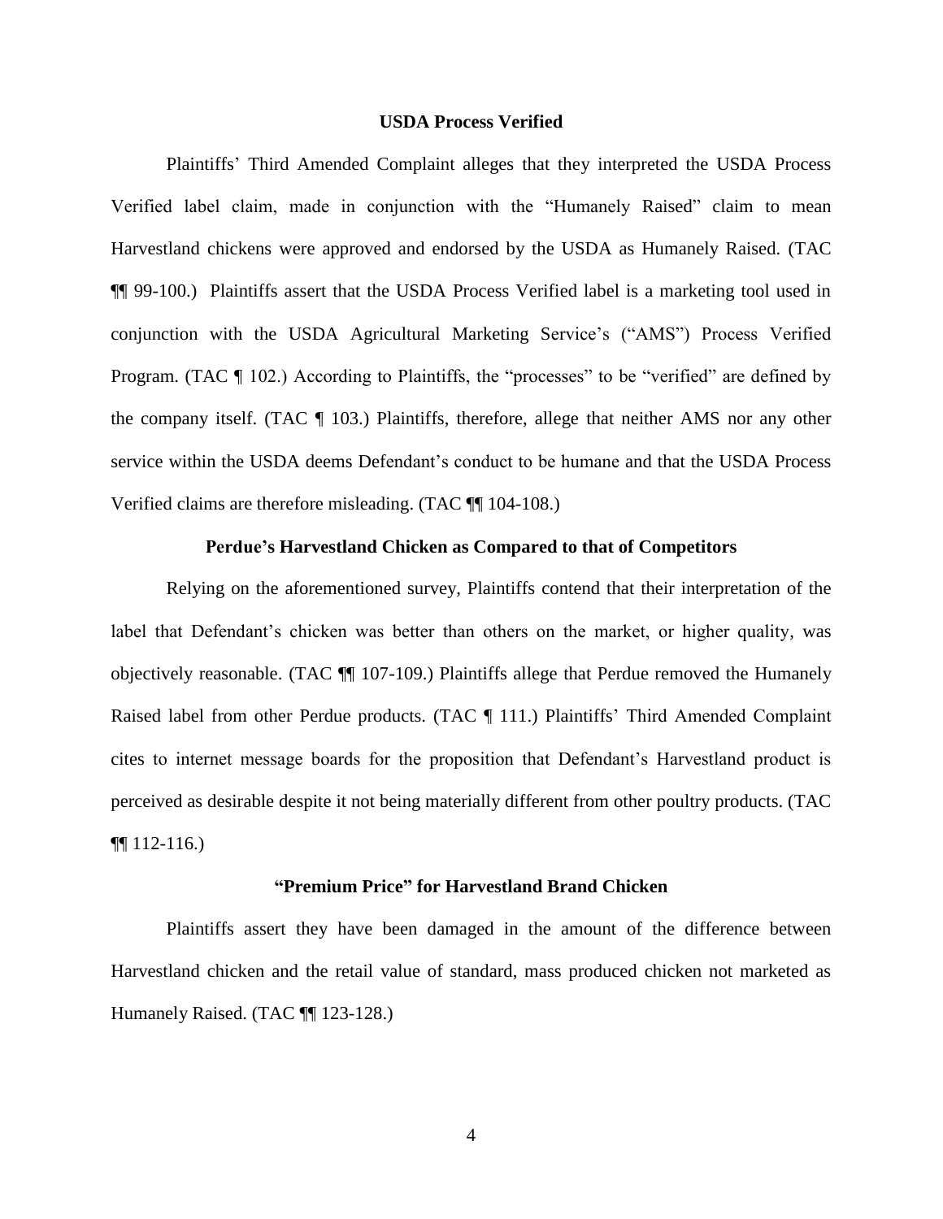**USDA Process Verified**

Plaintiffs' Third Amended Complaint alleges that they interpreted the USDA Process Verified label claim, made in conjunction with the "Humanely Raised" claim to mean Harvestland chickens were approved and endorsed by the USDA as Humanely Raised. (TAC ¶¶ 99-100.) Plaintiffs assert that the USDA Process Verified label is a marketing tool used in conjunction with the USDA Agricultural Marketing Service's ("AMS") Process Verified Program. (TAC ¶ 102.) According to Plaintiffs, the "processes" to be "verified" are defined by the company itself. (TAC ¶ 103.) Plaintiffs, therefore, allege that neither AMS nor any other service within the USDA deems Defendant's conduct to be humane and that the USDA Process Verified claims are therefore misleading. (TAC ¶¶ 104-108.)

**Perdue's Harvestland Chicken as Compared to that of Competitors**

Relying on the aforementioned survey, Plaintiffs contend that their interpretation of the label that Defendant's chicken was better than others on the market, or higher quality, was objectively reasonable. (TAC ¶¶ 107-109.) Plaintiffs allege that Perdue removed the Humanely Raised label from other Perdue products. (TAC ¶ 111.) Plaintiffs' Third Amended Complaint cites to internet message boards for the proposition that Defendant's Harvestland product is perceived as desirable despite it not being materially different from other poultry products. (TAC ¶¶ 112-116.)

**"Premium Price" for Harvestland Brand Chicken**

Plaintiffs assert they have been damaged in the amount of the difference between Harvestland chicken and the retail value of standard, mass produced chicken not marketed as Humanely Raised. (TAC ¶¶ 123-128.)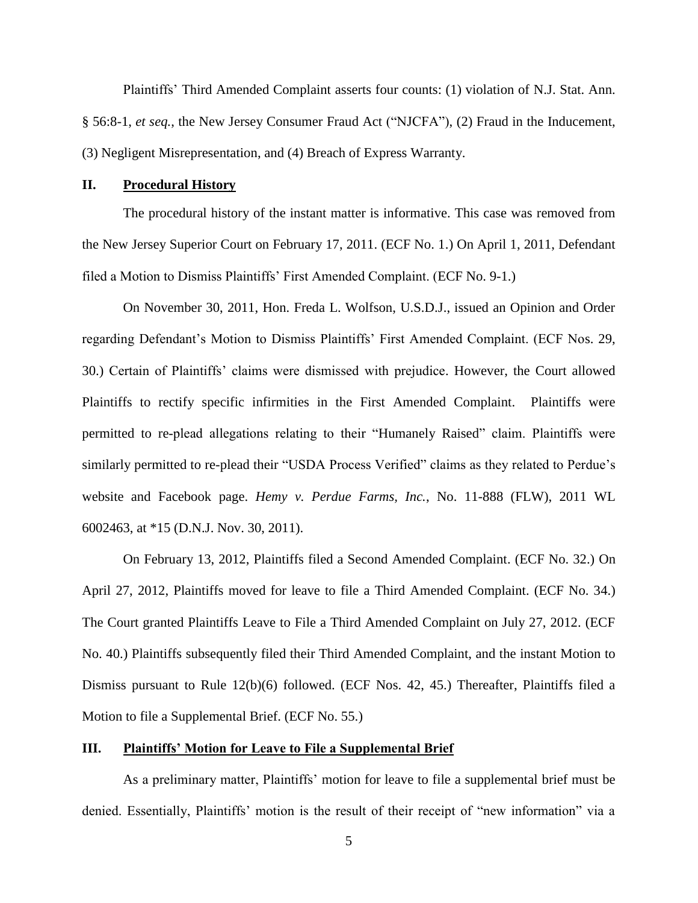Plaintiffs' Third Amended Complaint asserts four counts: (1) violation of N.J. Stat. Ann. § 56:8-1, *et seq.*, the New Jersey Consumer Fraud Act ("NJCFA"), (2) Fraud in the Inducement, (3) Negligent Misrepresentation, and (4) Breach of Express Warranty.

## II. Procedural History

The procedural history of the instant matter is informative. This case was removed from the New Jersey Superior Court on February 17, 2011. (ECF No. 1.) On April 1, 2011, Defendant filed a Motion to Dismiss Plaintiffs' First Amended Complaint. (ECF No. 9-1.)

On November 30, 2011, Hon. Freda L. Wolfson, U.S.D.J., issued an Opinion and Order regarding Defendant's Motion to Dismiss Plaintiffs' First Amended Complaint. (ECF Nos. 29, 30.) Certain of Plaintiffs' claims were dismissed with prejudice. However, the Court allowed Plaintiffs to rectify specific infirmities in the First Amended Complaint. Plaintiffs were permitted to re-plead allegations relating to their "Humanely Raised" claim. Plaintiffs were similarly permitted to re-plead their "USDA Process Verified" claims as they related to Perdue's website and Facebook page. *Hemy v. Perdue Farms, Inc.*, No. 11-888 (FLW), 2011 WL 6002463, at *15 (D.N.J. Nov. 30, 2011).

On February 13, 2012, Plaintiffs filed a Second Amended Complaint. (ECF No. 32.) On April 27, 2012, Plaintiffs moved for leave to file a Third Amended Complaint. (ECF No. 34.) The Court granted Plaintiffs Leave to File a Third Amended Complaint on July 27, 2012. (ECF No. 40.) Plaintiffs subsequently filed their Third Amended Complaint, and the instant Motion to Dismiss pursuant to Rule 12(b)(6) followed. (ECF Nos. 42, 45.) Thereafter, Plaintiffs filed a Motion to file a Supplemental Brief. (ECF No. 55.)

## III. Plaintiffs' Motion for Leave to File a Supplemental Brief

As a preliminary matter, Plaintiffs' motion for leave to file a supplemental brief must be denied. Essentially, Plaintiffs' motion is the result of their receipt of "new information" via a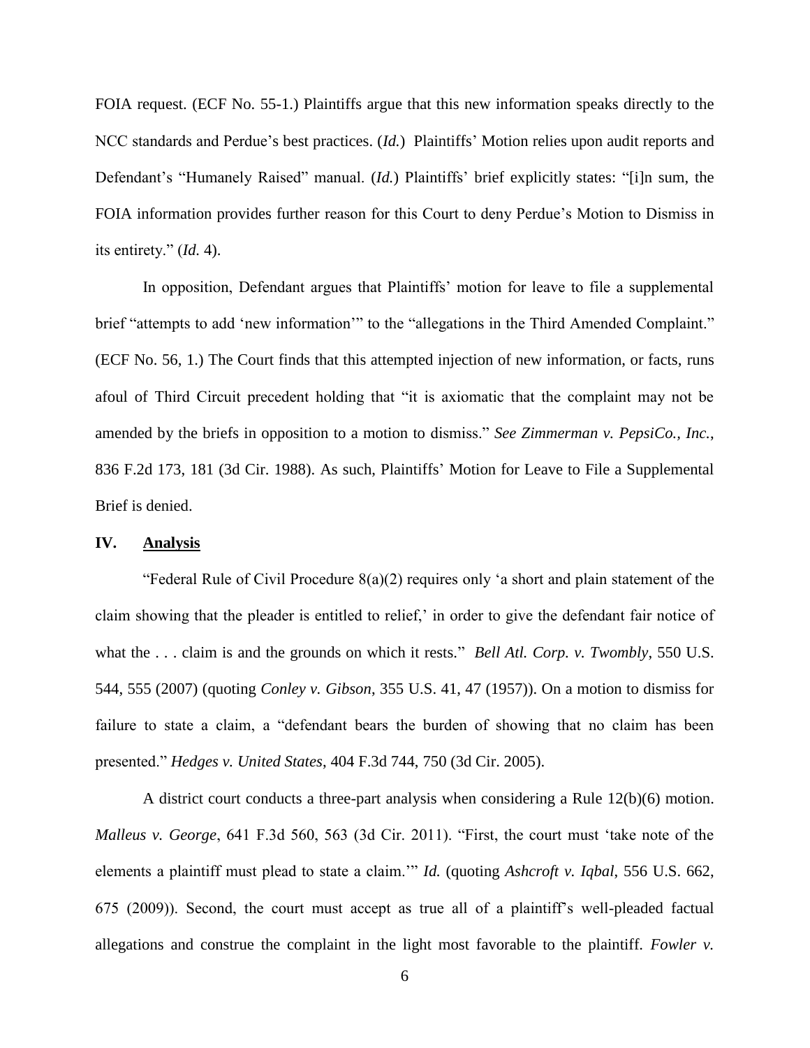FOIA request. (ECF No. 55-1.) Plaintiffs argue that this new information speaks directly to the NCC standards and Perdue's best practices. (*Id.*) Plaintiffs' Motion relies upon audit reports and Defendant's "Humanely Raised" manual. (*Id.*) Plaintiffs' brief explicitly states: "[i]n sum, the FOIA information provides further reason for this Court to deny Perdue's Motion to Dismiss in its entirety." (*Id.* 4).

In opposition, Defendant argues that Plaintiffs' motion for leave to file a supplemental brief "attempts to add 'new information'" to the "allegations in the Third Amended Complaint." (ECF No. 56, 1.) The Court finds that this attempted injection of new information, or facts, runs afoul of Third Circuit precedent holding that "it is axiomatic that the complaint may not be amended by the briefs in opposition to a motion to dismiss." *See Zimmerman v. PepsiCo., Inc.*, 836 F.2d 173, 181 (3d Cir. 1988). As such, Plaintiffs' Motion for Leave to File a Supplemental Brief is denied.

## IV. <u>Analysis</u>

"Federal Rule of Civil Procedure 8(a)(2) requires only 'a short and plain statement of the claim showing that the pleader is entitled to relief,' in order to give the defendant fair notice of what the . . . claim is and the grounds on which it rests." *Bell Atl. Corp. v. Twombly*, 550 U.S. 544, 555 (2007) (quoting *Conley v. Gibson*, 355 U.S. 41, 47 (1957)). On a motion to dismiss for failure to state a claim, a "defendant bears the burden of showing that no claim has been presented." *Hedges v. United States*, 404 F.3d 744, 750 (3d Cir. 2005).

A district court conducts a three-part analysis when considering a Rule 12(b)(6) motion. *Malleus v. George*, 641 F.3d 560, 563 (3d Cir. 2011). "First, the court must 'take note of the elements a plaintiff must plead to state a claim.'" *Id.* (quoting *Ashcroft v. Iqbal*, 556 U.S. 662, 675 (2009)). Second, the court must accept as true all of a plaintiff's well-pleaded factual allegations and construe the complaint in the light most favorable to the plaintiff. *Fowler v.*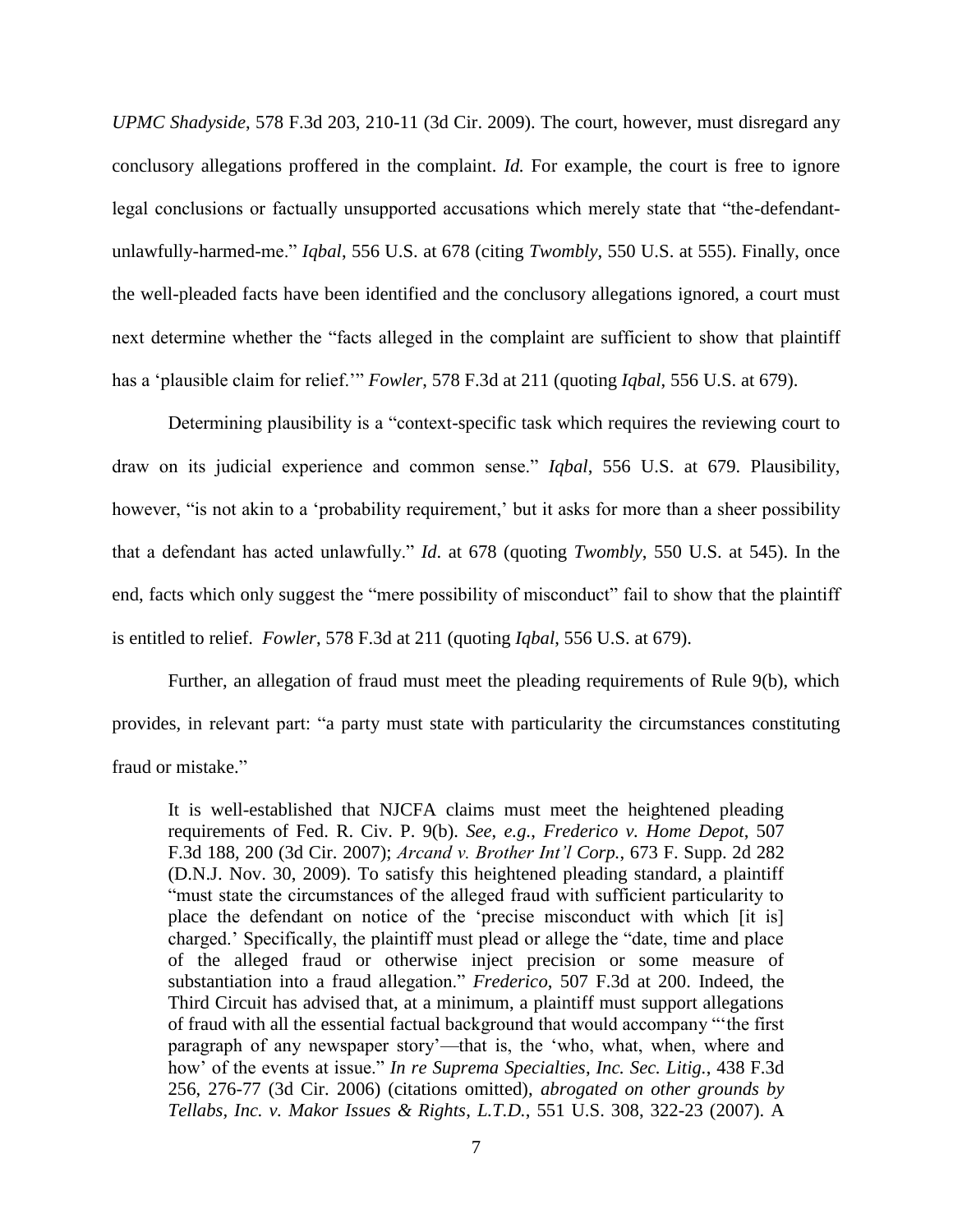*UPMC Shadyside*, 578 F.3d 203, 210-11 (3d Cir. 2009). The court, however, must disregard any conclusory allegations proffered in the complaint. *Id.* For example, the court is free to ignore legal conclusions or factually unsupported accusations which merely state that "the-defendant-unlawfully-harmed-me." *Iqbal*, 556 U.S. at 678 (citing *Twombly*, 550 U.S. at 555). Finally, once the well-pleaded facts have been identified and the conclusory allegations ignored, a court must next determine whether the "facts alleged in the complaint are sufficient to show that plaintiff has a 'plausible claim for relief.'" *Fowler*, 578 F.3d at 211 (quoting *Iqbal*, 556 U.S. at 679).

Determining plausibility is a "context-specific task which requires the reviewing court to draw on its judicial experience and common sense." *Iqbal*, 556 U.S. at 679. Plausibility, however, "is not akin to a 'probability requirement,' but it asks for more than a sheer possibility that a defendant has acted unlawfully." *Id.* at 678 (quoting *Twombly*, 550 U.S. at 545). In the end, facts which only suggest the "mere possibility of misconduct" fail to show that the plaintiff is entitled to relief. *Fowler*, 578 F.3d at 211 (quoting *Iqbal*, 556 U.S. at 679).

Further, an allegation of fraud must meet the pleading requirements of Rule 9(b), which provides, in relevant part: "a party must state with particularity the circumstances constituting fraud or mistake."

> It is well-established that NJCFA claims must meet the heightened pleading requirements of Fed. R. Civ. P. 9(b). *See, e.g.*, *Frederico v. Home Depot*, 507 F.3d 188, 200 (3d Cir. 2007); *Arcand v. Brother Int'l Corp.*, 673 F. Supp. 2d 282 (D.N.J. Nov. 30, 2009). To satisfy this heightened pleading standard, a plaintiff "must state the circumstances of the alleged fraud with sufficient particularity to place the defendant on notice of the 'precise misconduct with which [it is] charged.' Specifically, the plaintiff must plead or allege the "date, time and place of the alleged fraud or otherwise inject precision or some measure of substantiation into a fraud allegation." *Frederico*, 507 F.3d at 200. Indeed, the Third Circuit has advised that, at a minimum, a plaintiff must support allegations of fraud with all the essential factual background that would accompany "'the first paragraph of any newspaper story'—that is, the 'who, what, when, where and how' of the events at issue." *In re Suprema Specialties, Inc. Sec. Litig.*, 438 F.3d 256, 276-77 (3d Cir. 2006) (citations omitted), *abrogated on other grounds by Tellabs, Inc. v. Makor Issues & Rights, L.T.D.*, 551 U.S. 308, 322-23 (2007). A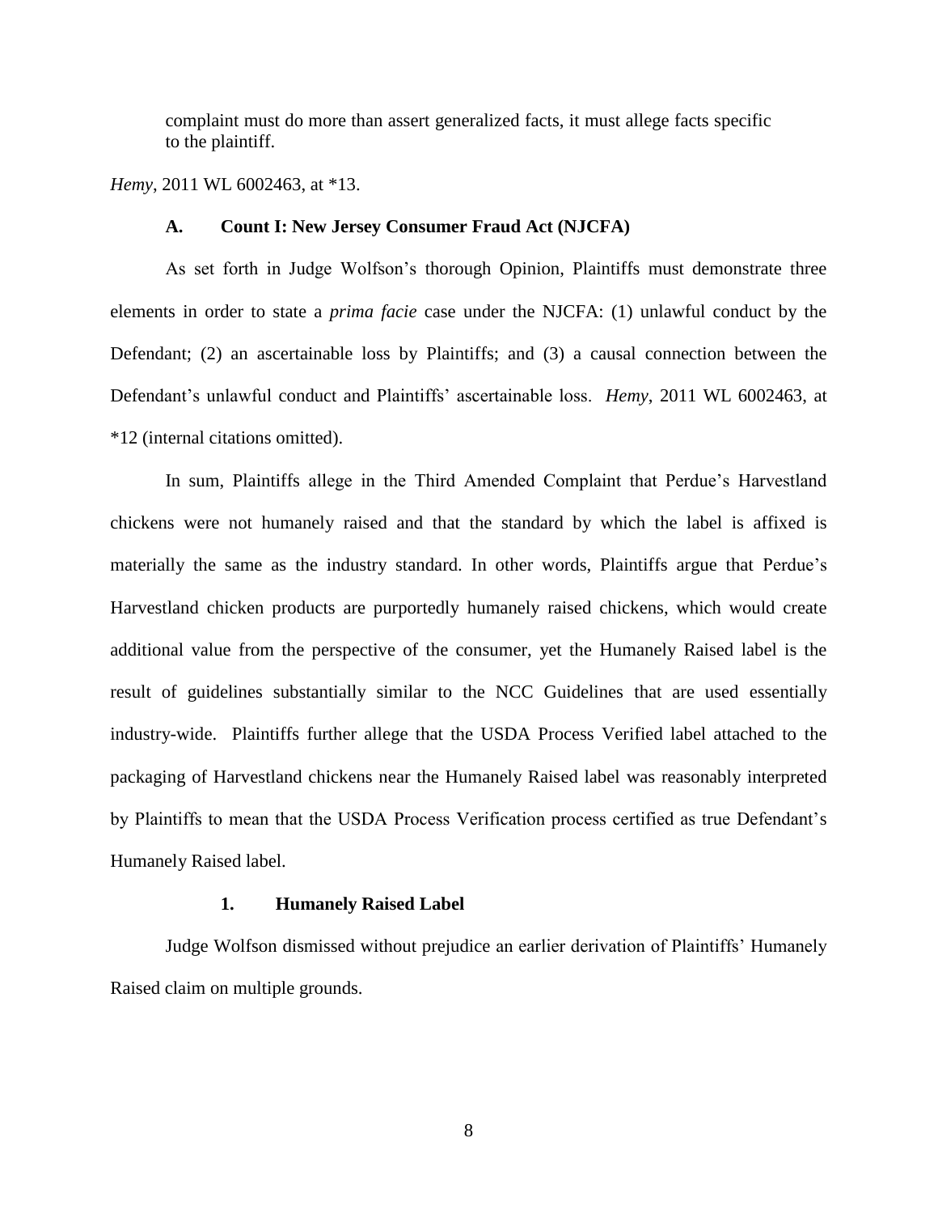> complaint must do more than assert generalized facts, it must allege facts specific to the plaintiff.

*Hemy*, 2011 WL 6002463, at *13.

### A. Count I: New Jersey Consumer Fraud Act (NJCFA)

As set forth in Judge Wolfson's thorough Opinion, Plaintiffs must demonstrate three elements in order to state a *prima facie* case under the NJCFA: (1) unlawful conduct by the Defendant; (2) an ascertainable loss by Plaintiffs; and (3) a causal connection between the Defendant's unlawful conduct and Plaintiffs' ascertainable loss. *Hemy*, 2011 WL 6002463, at *12 (internal citations omitted).

In sum, Plaintiffs allege in the Third Amended Complaint that Perdue's Harvestland chickens were not humanely raised and that the standard by which the label is affixed is materially the same as the industry standard. In other words, Plaintiffs argue that Perdue's Harvestland chicken products are purportedly humanely raised chickens, which would create additional value from the perspective of the consumer, yet the Humanely Raised label is the result of guidelines substantially similar to the NCC Guidelines that are used essentially industry-wide. Plaintiffs further allege that the USDA Process Verified label attached to the packaging of Harvestland chickens near the Humanely Raised label was reasonably interpreted by Plaintiffs to mean that the USDA Process Verification process certified as true Defendant's Humanely Raised label.

#### 1. Humanely Raised Label

Judge Wolfson dismissed without prejudice an earlier derivation of Plaintiffs' Humanely Raised claim on multiple grounds.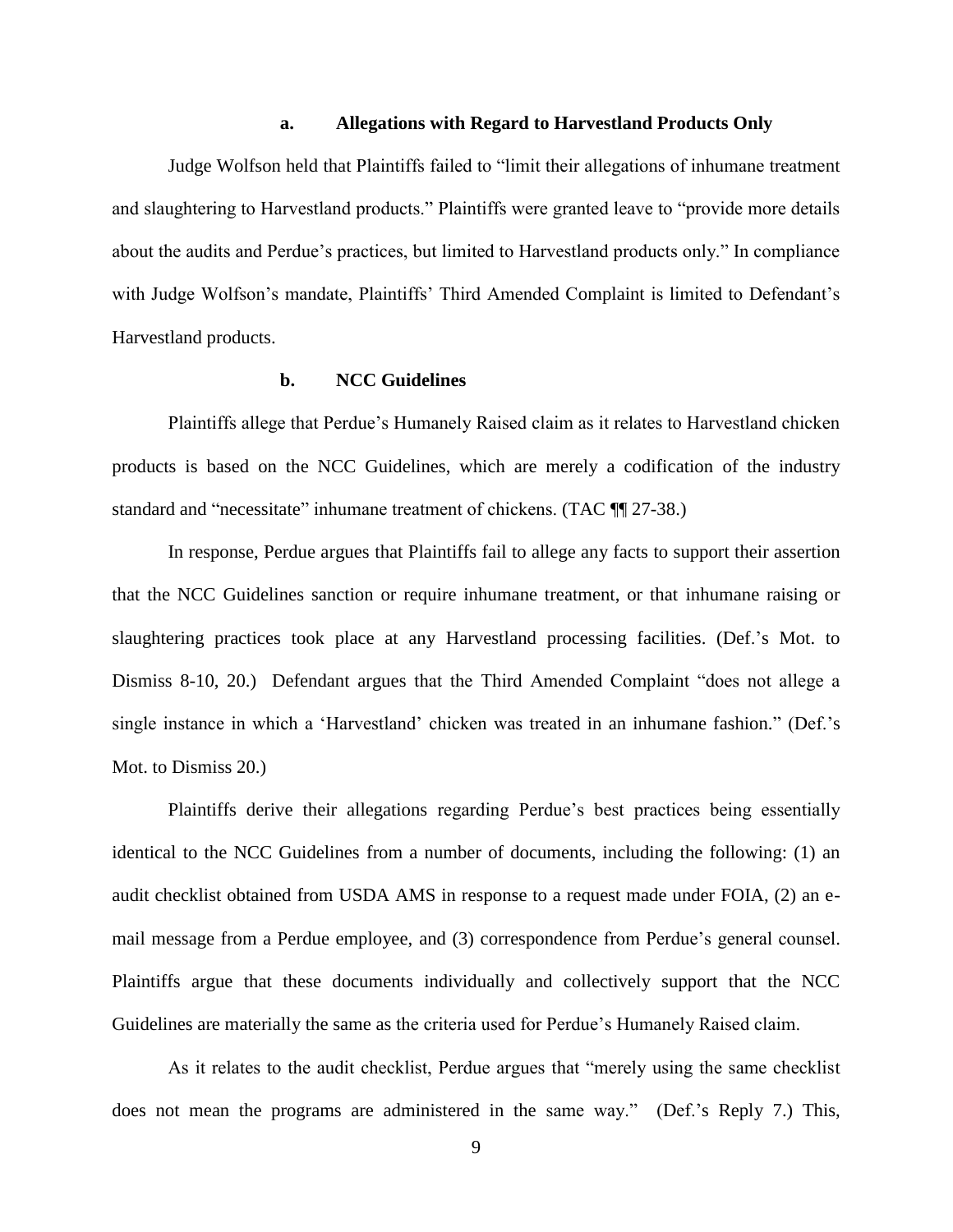#### a. Allegations with Regard to Harvestland Products Only

Judge Wolfson held that Plaintiffs failed to "limit their allegations of inhumane treatment and slaughtering to Harvestland products." Plaintiffs were granted leave to "provide more details about the audits and Perdue's practices, but limited to Harvestland products only." In compliance with Judge Wolfson's mandate, Plaintiffs' Third Amended Complaint is limited to Defendant's Harvestland products.

#### b. NCC Guidelines

Plaintiffs allege that Perdue's Humanely Raised claim as it relates to Harvestland chicken products is based on the NCC Guidelines, which are merely a codification of the industry standard and "necessitate" inhumane treatment of chickens. (TAC ¶¶ 27-38.)

In response, Perdue argues that Plaintiffs fail to allege any facts to support their assertion that the NCC Guidelines sanction or require inhumane treatment, or that inhumane raising or slaughtering practices took place at any Harvestland processing facilities. (Def.'s Mot. to Dismiss 8-10, 20.) Defendant argues that the Third Amended Complaint "does not allege a single instance in which a 'Harvestland' chicken was treated in an inhumane fashion." (Def.'s Mot. to Dismiss 20.)

Plaintiffs derive their allegations regarding Perdue's best practices being essentially identical to the NCC Guidelines from a number of documents, including the following: (1) an audit checklist obtained from USDA AMS in response to a request made under FOIA, (2) an e-mail message from a Perdue employee, and (3) correspondence from Perdue's general counsel. Plaintiffs argue that these documents individually and collectively support that the NCC Guidelines are materially the same as the criteria used for Perdue's Humanely Raised claim.

As it relates to the audit checklist, Perdue argues that "merely using the same checklist does not mean the programs are administered in the same way." (Def.'s Reply 7.) This,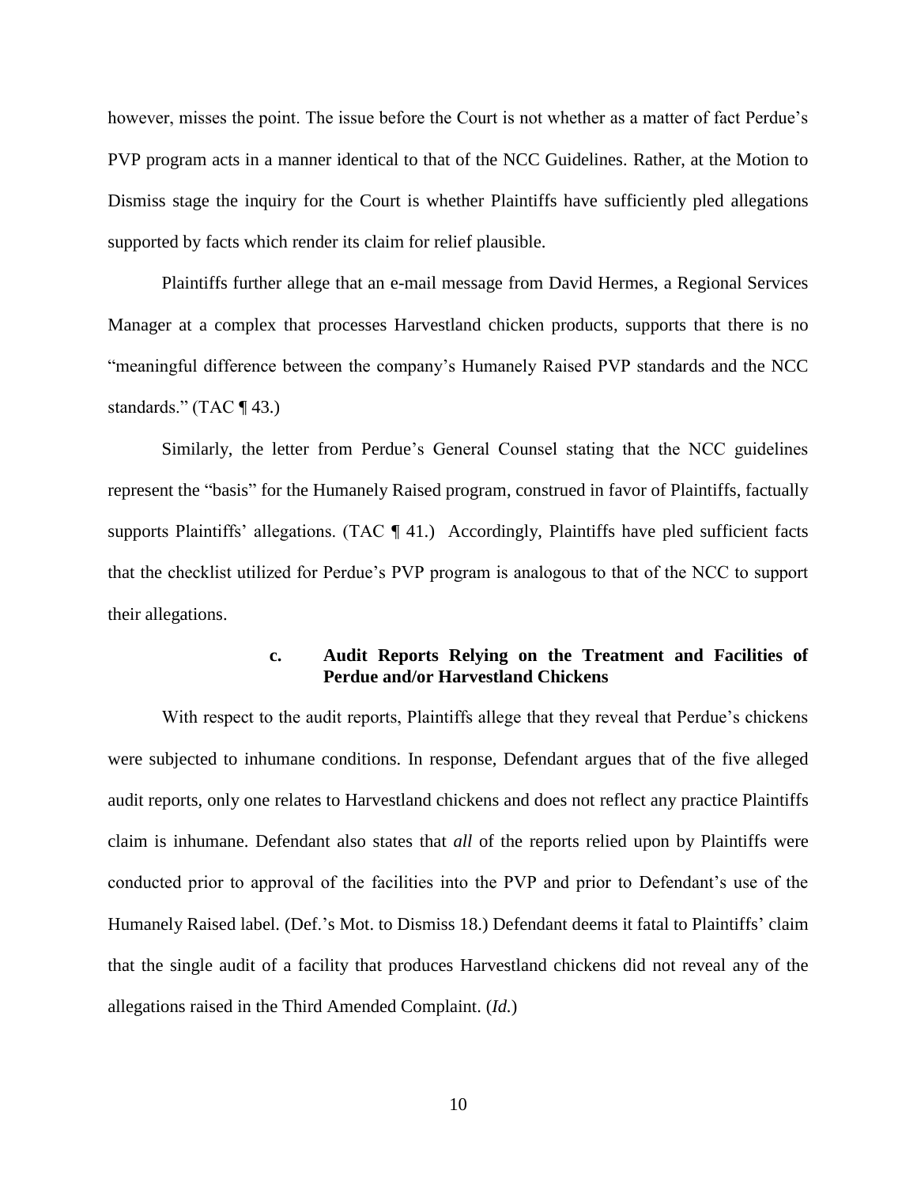however, misses the point. The issue before the Court is not whether as a matter of fact Perdue's PVP program acts in a manner identical to that of the NCC Guidelines. Rather, at the Motion to Dismiss stage the inquiry for the Court is whether Plaintiffs have sufficiently pled allegations supported by facts which render its claim for relief plausible.

Plaintiffs further allege that an e-mail message from David Hermes, a Regional Services Manager at a complex that processes Harvestland chicken products, supports that there is no "meaningful difference between the company's Humanely Raised PVP standards and the NCC standards." (TAC ¶ 43.)

Similarly, the letter from Perdue's General Counsel stating that the NCC guidelines represent the "basis" for the Humanely Raised program, construed in favor of Plaintiffs, factually supports Plaintiffs' allegations. (TAC ¶ 41.) Accordingly, Plaintiffs have pled sufficient facts that the checklist utilized for Perdue's PVP program is analogous to that of the NCC to support their allegations.

### c. Audit Reports Relying on the Treatment and Facilities of Perdue and/or Harvestland Chickens

With respect to the audit reports, Plaintiffs allege that they reveal that Perdue's chickens were subjected to inhumane conditions. In response, Defendant argues that of the five alleged audit reports, only one relates to Harvestland chickens and does not reflect any practice Plaintiffs claim is inhumane. Defendant also states that *all* of the reports relied upon by Plaintiffs were conducted prior to approval of the facilities into the PVP and prior to Defendant's use of the Humanely Raised label. (Def.'s Mot. to Dismiss 18.) Defendant deems it fatal to Plaintiffs' claim that the single audit of a facility that produces Harvestland chickens did not reveal any of the allegations raised in the Third Amended Complaint. (*Id.*)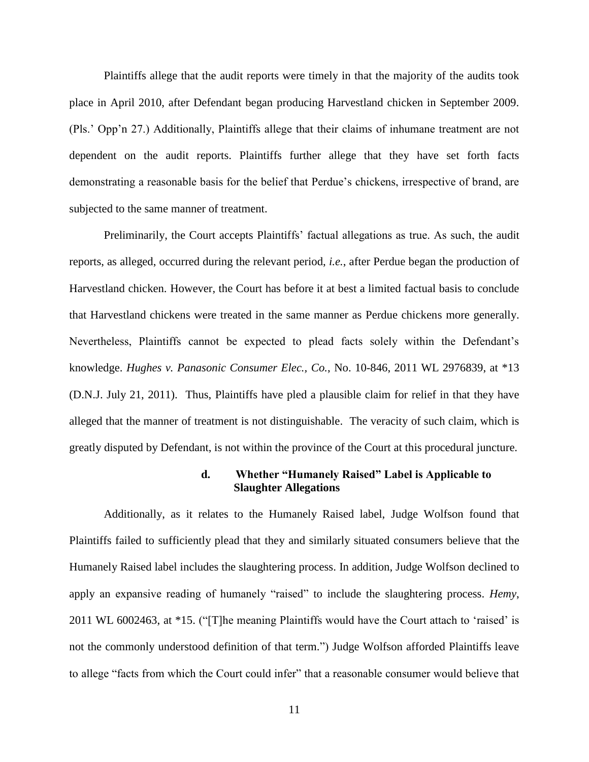Plaintiffs allege that the audit reports were timely in that the majority of the audits took place in April 2010, after Defendant began producing Harvestland chicken in September 2009. (Pls.' Opp'n 27.) Additionally, Plaintiffs allege that their claims of inhumane treatment are not dependent on the audit reports. Plaintiffs further allege that they have set forth facts demonstrating a reasonable basis for the belief that Perdue's chickens, irrespective of brand, are subjected to the same manner of treatment.

Preliminarily, the Court accepts Plaintiffs' factual allegations as true. As such, the audit reports, as alleged, occurred during the relevant period, *i.e.*, after Perdue began the production of Harvestland chicken. However, the Court has before it at best a limited factual basis to conclude that Harvestland chickens were treated in the same manner as Perdue chickens more generally. Nevertheless, Plaintiffs cannot be expected to plead facts solely within the Defendant's knowledge. *Hughes v. Panasonic Consumer Elec., Co.*, No. 10-846, 2011 WL 2976839, at *13 (D.N.J. July 21, 2011). Thus, Plaintiffs have pled a plausible claim for relief in that they have alleged that the manner of treatment is not distinguishable. The veracity of such claim, which is greatly disputed by Defendant, is not within the province of the Court at this procedural juncture.

#### d. Whether "Humanely Raised" Label is Applicable to Slaughter Allegations

Additionally, as it relates to the Humanely Raised label, Judge Wolfson found that Plaintiffs failed to sufficiently plead that they and similarly situated consumers believe that the Humanely Raised label includes the slaughtering process. In addition, Judge Wolfson declined to apply an expansive reading of humanely "raised" to include the slaughtering process. *Hemy*, 2011 WL 6002463, at *15. ("[T]he meaning Plaintiffs would have the Court attach to 'raised' is not the commonly understood definition of that term.") Judge Wolfson afforded Plaintiffs leave to allege "facts from which the Court could infer" that a reasonable consumer would believe that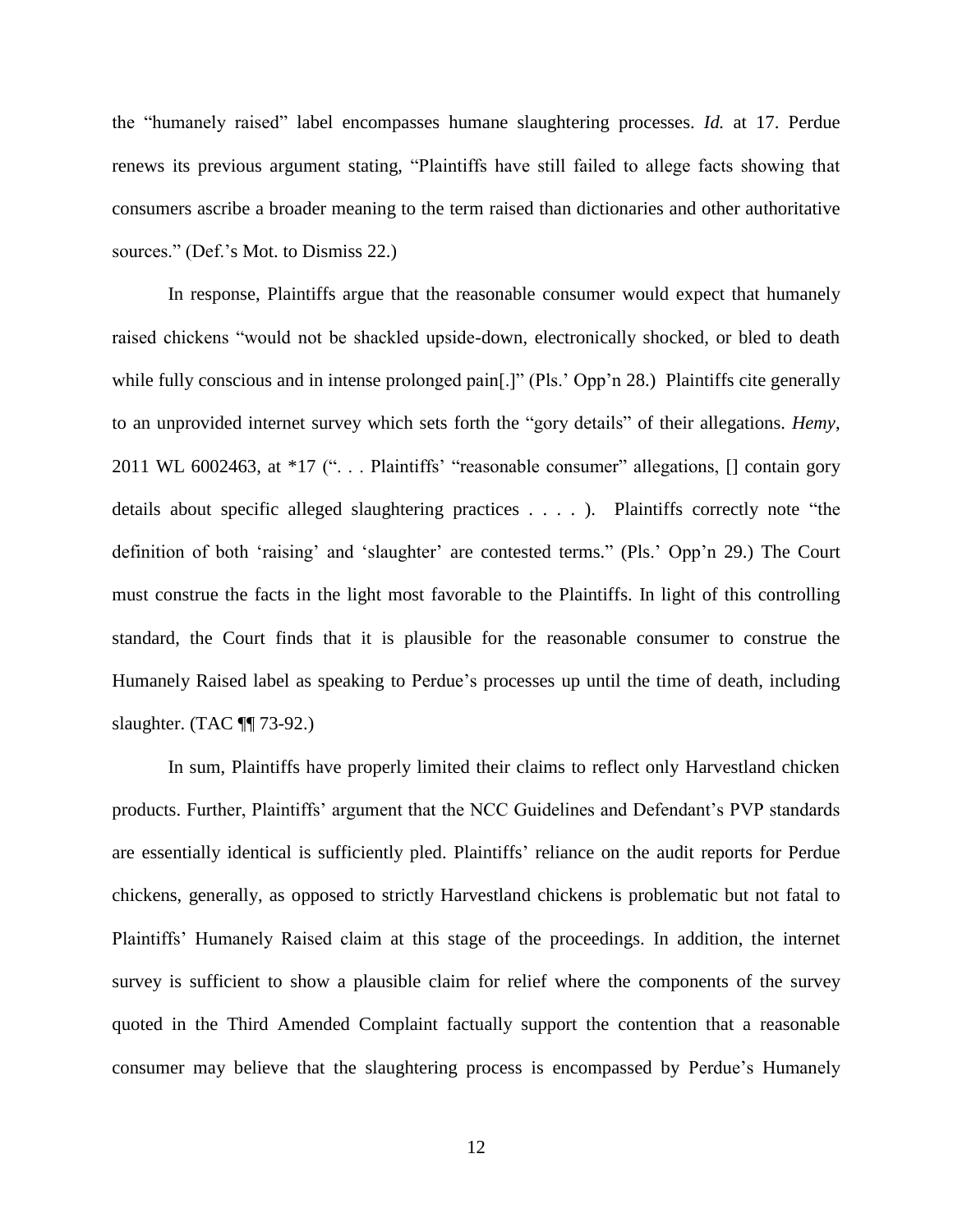the "humanely raised" label encompasses humane slaughtering processes. *Id.* at 17. Perdue renews its previous argument stating, "Plaintiffs have still failed to allege facts showing that consumers ascribe a broader meaning to the term raised than dictionaries and other authoritative sources." (Def.'s Mot. to Dismiss 22.)

In response, Plaintiffs argue that the reasonable consumer would expect that humanely raised chickens "would not be shackled upside-down, electronically shocked, or bled to death while fully conscious and in intense prolonged pain[.]" (Pls.' Opp'n 28.) Plaintiffs cite generally to an unprovided internet survey which sets forth the "gory details" of their allegations. *Hemy*, 2011 WL 6002463, at *17 (". . . Plaintiffs' "reasonable consumer" allegations, [] contain gory details about specific alleged slaughtering practices . . . . ). Plaintiffs correctly note "the definition of both 'raising' and 'slaughter' are contested terms." (Pls.' Opp'n 29.) The Court must construe the facts in the light most favorable to the Plaintiffs. In light of this controlling standard, the Court finds that it is plausible for the reasonable consumer to construe the Humanely Raised label as speaking to Perdue's processes up until the time of death, including slaughter. (TAC ¶¶ 73-92.)

In sum, Plaintiffs have properly limited their claims to reflect only Harvestland chicken products. Further, Plaintiffs' argument that the NCC Guidelines and Defendant's PVP standards are essentially identical is sufficiently pled. Plaintiffs' reliance on the audit reports for Perdue chickens, generally, as opposed to strictly Harvestland chickens is problematic but not fatal to Plaintiffs' Humanely Raised claim at this stage of the proceedings. In addition, the internet survey is sufficient to show a plausible claim for relief where the components of the survey quoted in the Third Amended Complaint factually support the contention that a reasonable consumer may believe that the slaughtering process is encompassed by Perdue's Humanely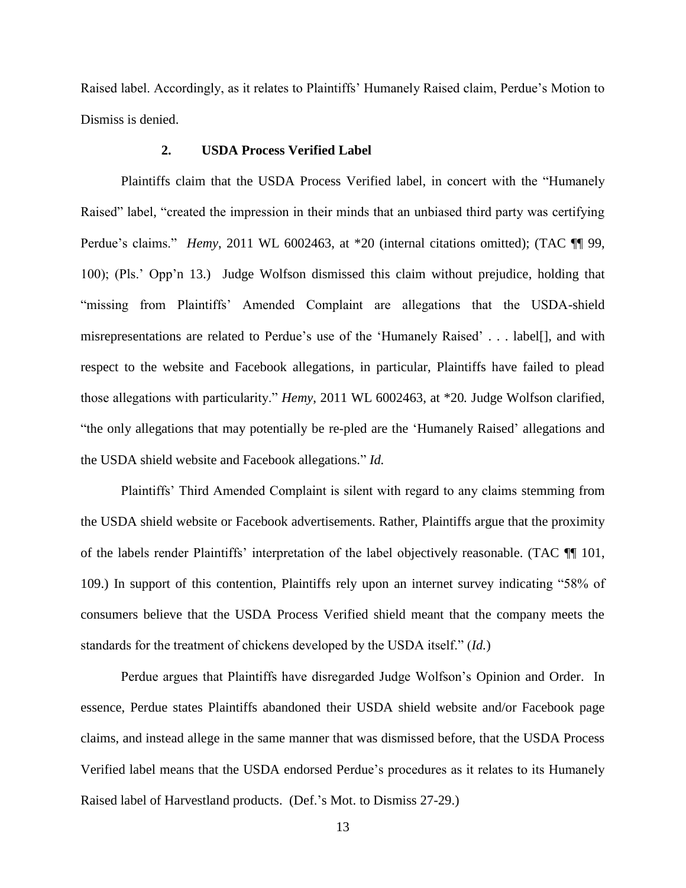Raised label. Accordingly, as it relates to Plaintiffs' Humanely Raised claim, Perdue's Motion to Dismiss is denied.

### 2. USDA Process Verified Label

Plaintiffs claim that the USDA Process Verified label, in concert with the "Humanely Raised" label, "created the impression in their minds that an unbiased third party was certifying Perdue's claims." *Hemy*, 2011 WL 6002463, at *20 (internal citations omitted); (TAC ¶¶ 99, 100); (Pls.' Opp'n 13.) Judge Wolfson dismissed this claim without prejudice, holding that "missing from Plaintiffs' Amended Complaint are allegations that the USDA-shield misrepresentations are related to Perdue's use of the 'Humanely Raised' . . . label[], and with respect to the website and Facebook allegations, in particular, Plaintiffs have failed to plead those allegations with particularity." *Hemy*, 2011 WL 6002463, at *20. Judge Wolfson clarified, "the only allegations that may potentially be re-pled are the 'Humanely Raised' allegations and the USDA shield website and Facebook allegations." *Id.*

Plaintiffs' Third Amended Complaint is silent with regard to any claims stemming from the USDA shield website or Facebook advertisements. Rather, Plaintiffs argue that the proximity of the labels render Plaintiffs' interpretation of the label objectively reasonable. (TAC ¶¶ 101, 109.) In support of this contention, Plaintiffs rely upon an internet survey indicating "58% of consumers believe that the USDA Process Verified shield meant that the company meets the standards for the treatment of chickens developed by the USDA itself." (*Id.*)

Perdue argues that Plaintiffs have disregarded Judge Wolfson's Opinion and Order. In essence, Perdue states Plaintiffs abandoned their USDA shield website and/or Facebook page claims, and instead allege in the same manner that was dismissed before, that the USDA Process Verified label means that the USDA endorsed Perdue's procedures as it relates to its Humanely Raised label of Harvestland products. (Def.'s Mot. to Dismiss 27-29.)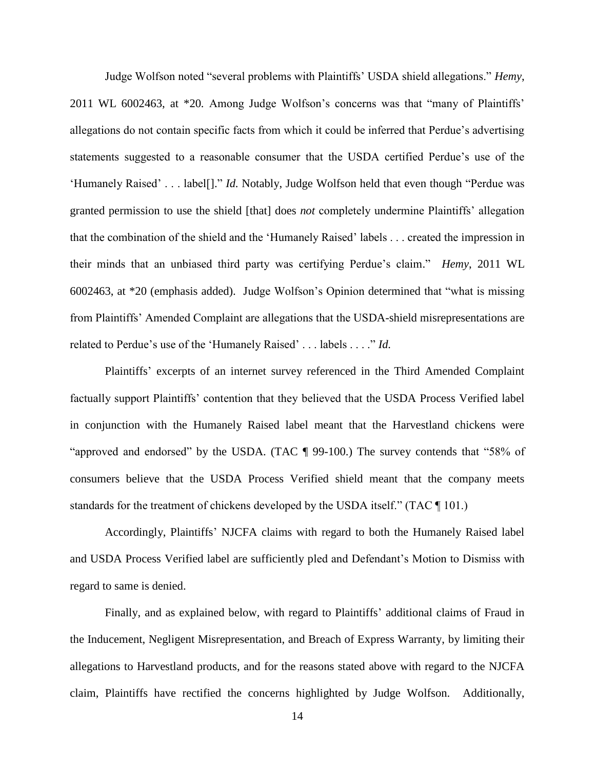Judge Wolfson noted "several problems with Plaintiffs' USDA shield allegations." *Hemy*, 2011 WL 6002463, at *20. Among Judge Wolfson's concerns was that "many of Plaintiffs' allegations do not contain specific facts from which it could be inferred that Perdue's advertising statements suggested to a reasonable consumer that the USDA certified Perdue's use of the 'Humanely Raised' . . . label[]." *Id.* Notably, Judge Wolfson held that even though "Perdue was granted permission to use the shield [that] does *not* completely undermine Plaintiffs' allegation that the combination of the shield and the 'Humanely Raised' labels . . . created the impression in their minds that an unbiased third party was certifying Perdue's claim." *Hemy*, 2011 WL 6002463, at *20 (emphasis added). Judge Wolfson's Opinion determined that "what is missing from Plaintiffs' Amended Complaint are allegations that the USDA-shield misrepresentations are related to Perdue's use of the 'Humanely Raised' . . . labels . . . ." *Id.*

Plaintiffs' excerpts of an internet survey referenced in the Third Amended Complaint factually support Plaintiffs' contention that they believed that the USDA Process Verified label in conjunction with the Humanely Raised label meant that the Harvestland chickens were "approved and endorsed" by the USDA. (TAC ¶ 99-100.) The survey contends that "58% of consumers believe that the USDA Process Verified shield meant that the company meets standards for the treatment of chickens developed by the USDA itself." (TAC ¶ 101.)

Accordingly, Plaintiffs' NJCFA claims with regard to both the Humanely Raised label and USDA Process Verified label are sufficiently pled and Defendant's Motion to Dismiss with regard to same is denied.

Finally, and as explained below, with regard to Plaintiffs' additional claims of Fraud in the Inducement, Negligent Misrepresentation, and Breach of Express Warranty, by limiting their allegations to Harvestland products, and for the reasons stated above with regard to the NJCFA claim, Plaintiffs have rectified the concerns highlighted by Judge Wolfson. Additionally,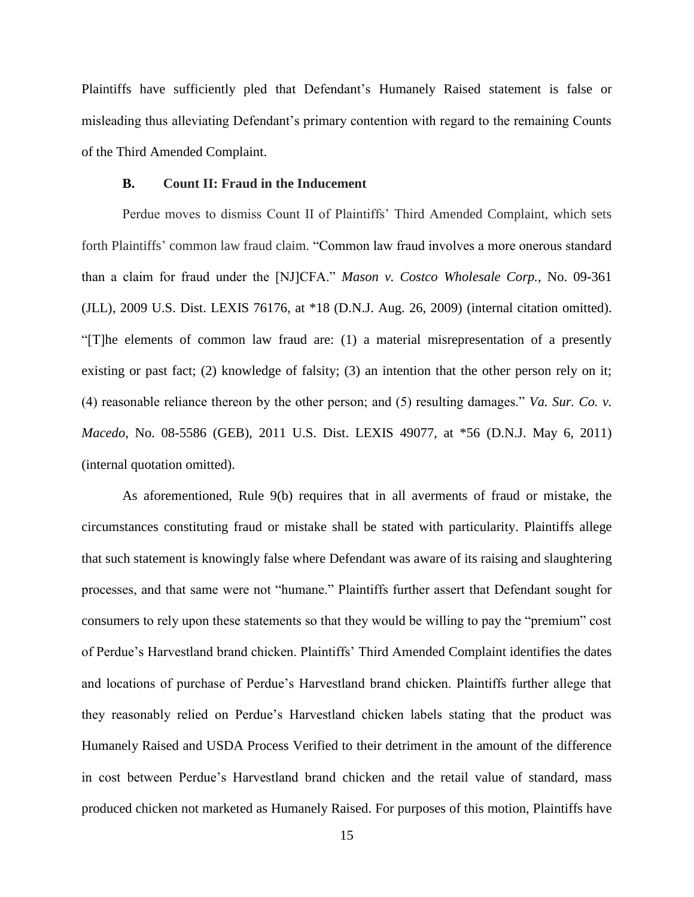Plaintiffs have sufficiently pled that Defendant's Humanely Raised statement is false or misleading thus alleviating Defendant's primary contention with regard to the remaining Counts of the Third Amended Complaint.

### B. Count II: Fraud in the Inducement

Perdue moves to dismiss Count II of Plaintiffs' Third Amended Complaint, which sets forth Plaintiffs' common law fraud claim. "Common law fraud involves a more onerous standard than a claim for fraud under the [NJ]CFA." *Mason v. Costco Wholesale Corp.*, No. 09-361 (JLL), 2009 U.S. Dist. LEXIS 76176, at *18 (D.N.J. Aug. 26, 2009) (internal citation omitted). "[T]he elements of common law fraud are: (1) a material misrepresentation of a presently existing or past fact; (2) knowledge of falsity; (3) an intention that the other person rely on it; (4) reasonable reliance thereon by the other person; and (5) resulting damages." *Va. Sur. Co. v. Macedo*, No. 08-5586 (GEB), 2011 U.S. Dist. LEXIS 49077, at *56 (D.N.J. May 6, 2011) (internal quotation omitted).

As aforementioned, Rule 9(b) requires that in all averments of fraud or mistake, the circumstances constituting fraud or mistake shall be stated with particularity. Plaintiffs allege that such statement is knowingly false where Defendant was aware of its raising and slaughtering processes, and that same were not "humane." Plaintiffs further assert that Defendant sought for consumers to rely upon these statements so that they would be willing to pay the "premium" cost of Perdue's Harvestland brand chicken. Plaintiffs' Third Amended Complaint identifies the dates and locations of purchase of Perdue's Harvestland brand chicken. Plaintiffs further allege that they reasonably relied on Perdue's Harvestland chicken labels stating that the product was Humanely Raised and USDA Process Verified to their detriment in the amount of the difference in cost between Perdue's Harvestland brand chicken and the retail value of standard, mass produced chicken not marketed as Humanely Raised. For purposes of this motion, Plaintiffs have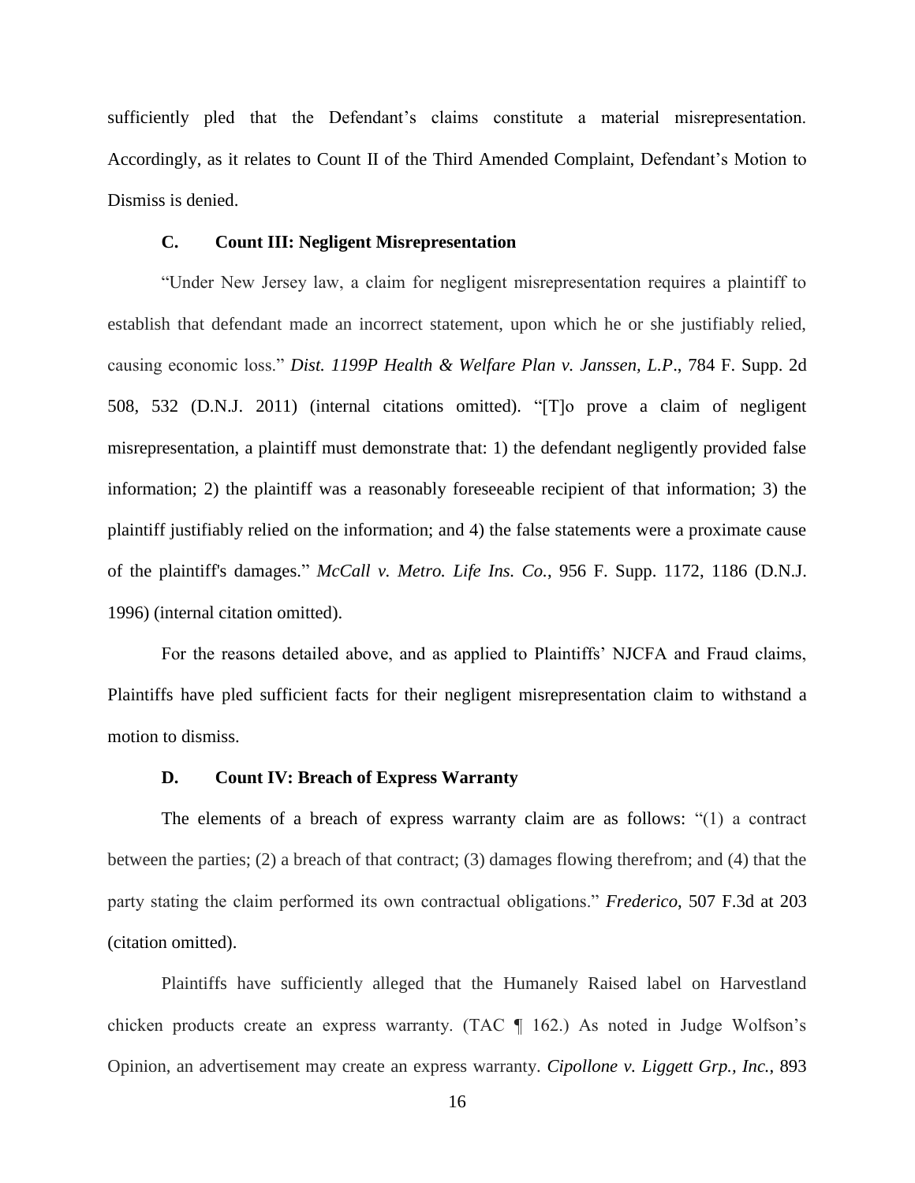sufficiently pled that the Defendant's claims constitute a material misrepresentation. Accordingly, as it relates to Count II of the Third Amended Complaint, Defendant's Motion to Dismiss is denied.

### C. Count III: Negligent Misrepresentation

"Under New Jersey law, a claim for negligent misrepresentation requires a plaintiff to establish that defendant made an incorrect statement, upon which he or she justifiably relied, causing economic loss." *Dist. 1199P Health & Welfare Plan v. Janssen, L.P*., 784 F. Supp. 2d 508, 532 (D.N.J. 2011) (internal citations omitted). "[T]o prove a claim of negligent misrepresentation, a plaintiff must demonstrate that: 1) the defendant negligently provided false information; 2) the plaintiff was a reasonably foreseeable recipient of that information; 3) the plaintiff justifiably relied on the information; and 4) the false statements were a proximate cause of the plaintiff's damages." *McCall v. Metro. Life Ins. Co.*, 956 F. Supp. 1172, 1186 (D.N.J. 1996) (internal citation omitted).

For the reasons detailed above, and as applied to Plaintiffs' NJCFA and Fraud claims, Plaintiffs have pled sufficient facts for their negligent misrepresentation claim to withstand a motion to dismiss.

### D. Count IV: Breach of Express Warranty

The elements of a breach of express warranty claim are as follows: "(1) a contract between the parties; (2) a breach of that contract; (3) damages flowing therefrom; and (4) that the party stating the claim performed its own contractual obligations." *Frederico*, 507 F.3d at 203 (citation omitted).

Plaintiffs have sufficiently alleged that the Humanely Raised label on Harvestland chicken products create an express warranty. (TAC ¶ 162.) As noted in Judge Wolfson's Opinion, an advertisement may create an express warranty. *Cipollone v. Liggett Grp., Inc.*, 893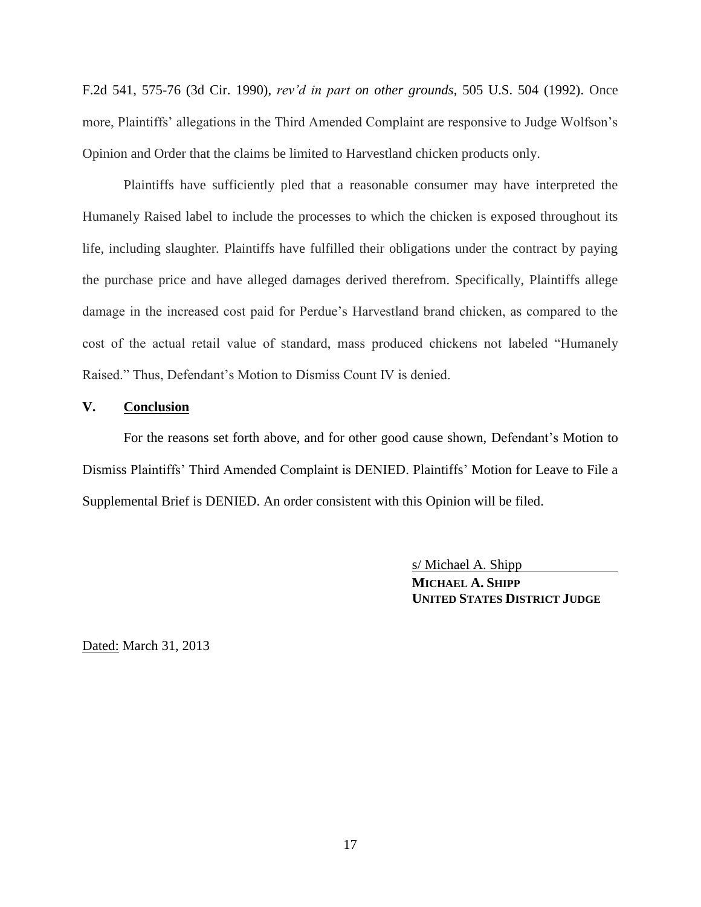F.2d 541, 575-76 (3d Cir. 1990), *rev'd in part on other grounds*, 505 U.S. 504 (1992). Once more, Plaintiffs' allegations in the Third Amended Complaint are responsive to Judge Wolfson's Opinion and Order that the claims be limited to Harvestland chicken products only.

Plaintiffs have sufficiently pled that a reasonable consumer may have interpreted the Humanely Raised label to include the processes to which the chicken is exposed throughout its life, including slaughter. Plaintiffs have fulfilled their obligations under the contract by paying the purchase price and have alleged damages derived therefrom. Specifically, Plaintiffs allege damage in the increased cost paid for Perdue's Harvestland brand chicken, as compared to the cost of the actual retail value of standard, mass produced chickens not labeled "Humanely Raised." Thus, Defendant's Motion to Dismiss Count IV is denied.

## V. Conclusion

For the reasons set forth above, and for other good cause shown, Defendant's Motion to Dismiss Plaintiffs' Third Amended Complaint is DENIED. Plaintiffs' Motion for Leave to File a Supplemental Brief is DENIED. An order consistent with this Opinion will be filed.

s/ Michael A. Shipp
**MICHAEL A. SHIPP**
**UNITED STATES DISTRICT JUDGE**

Dated: March 31, 2013